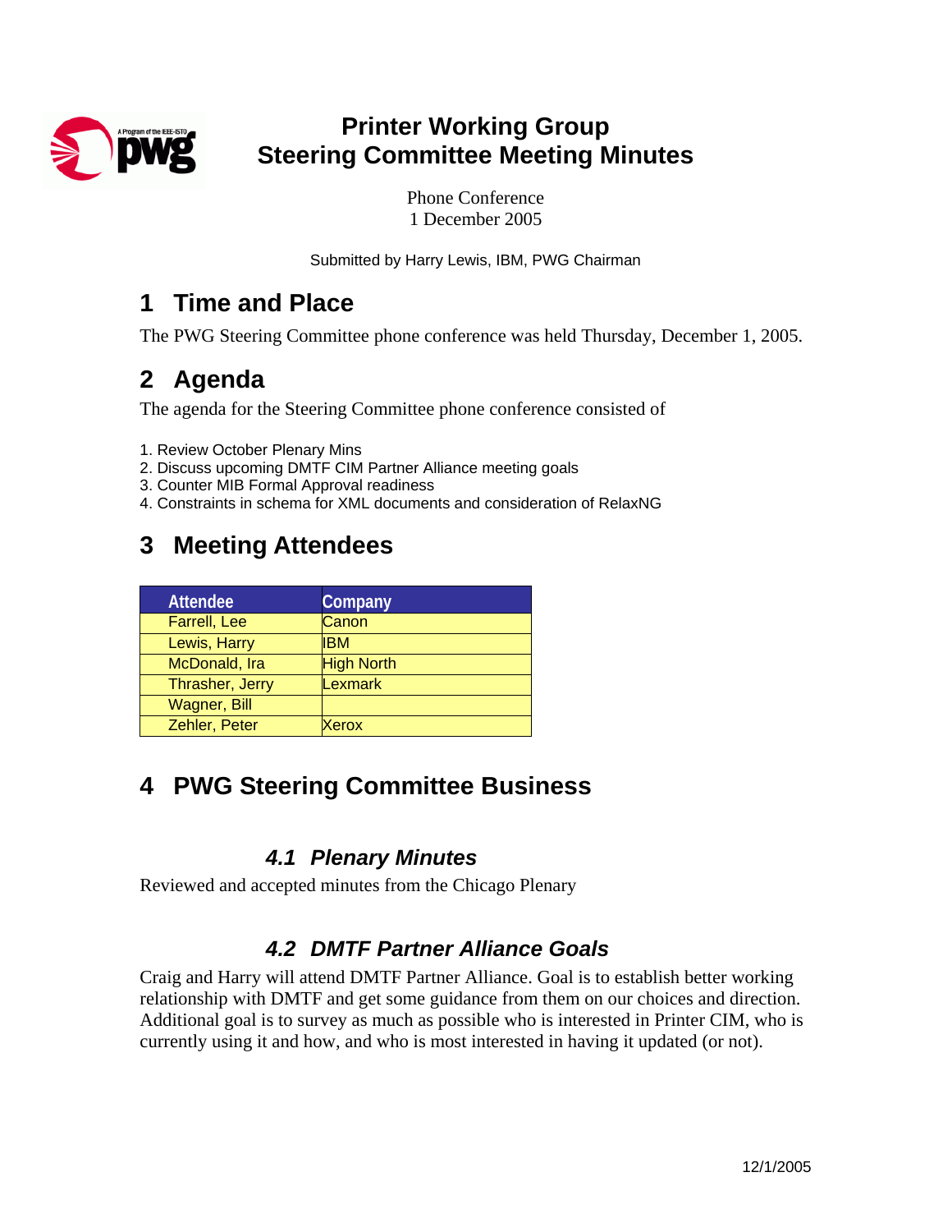# Printer Working Group
# Steering Committee Meeting Minutes

Phone Conference
1 December 2005

Submitted by Harry Lewis, IBM, PWG Chairman

## 1 Time and Place

The PWG Steering Committee phone conference was held Thursday, December 1, 2005.

## 2 Agenda

The agenda for the Steering Committee phone conference consisted of

1. Review October Plenary Mins
2. Discuss upcoming DMTF CIM Partner Alliance meeting goals
3. Counter MIB Formal Approval readiness
4. Constraints in schema for XML documents and consideration of RelaxNG

## 3 Meeting Attendees

| Attendee | Company |
|---|---|
| Farrell, Lee | Canon |
| Lewis, Harry | IBM |
| McDonald, Ira | High North |
| Thrasher, Jerry | Lexmark |
| Wagner, Bill | |
| Zehler, Peter | Xerox |

## 4 PWG Steering Committee Business

### 4.1 Plenary Minutes

Reviewed and accepted minutes from the Chicago Plenary

### 4.2 DMTF Partner Alliance Goals

Craig and Harry will attend DMTF Partner Alliance. Goal is to establish better working relationship with DMTF and get some guidance from them on our choices and direction. Additional goal is to survey as much as possible who is interested in Printer CIM, who is currently using it and how, and who is most interested in having it updated (or not).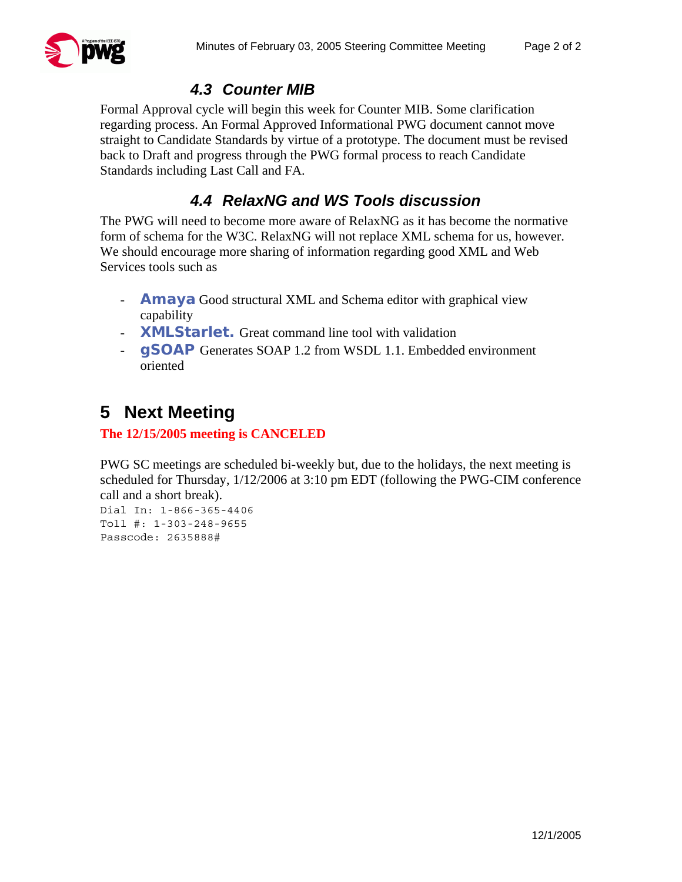### 4.3 Counter MIB

Formal Approval cycle will begin this week for Counter MIB. Some clarification regarding process. An Formal Approved Informational PWG document cannot move straight to Candidate Standards by virtue of a prototype. The document must be revised back to Draft and progress through the PWG formal process to reach Candidate Standards including Last Call and FA.

### 4.4 RelaxNG and WS Tools discussion

The PWG will need to become more aware of RelaxNG as it has become the normative form of schema for the W3C. RelaxNG will not replace XML schema for us, however. We should encourage more sharing of information regarding good XML and Web Services tools such as

- **Amaya** Good structural XML and Schema editor with graphical view capability
- **XMLStarlet.** Great command line tool with validation
- **gSOAP** Generates SOAP 1.2 from WSDL 1.1. Embedded environment oriented

## 5 Next Meeting

**The 12/15/2005 meeting is CANCELED**

PWG SC meetings are scheduled bi-weekly but, due to the holidays, the next meeting is scheduled for Thursday, 1/12/2006 at 3:10 pm EDT (following the PWG-CIM conference call and a short break).

```
Dial In: 1-866-365-4406
Toll #: 1-303-248-9655
Passcode: 2635888#
```